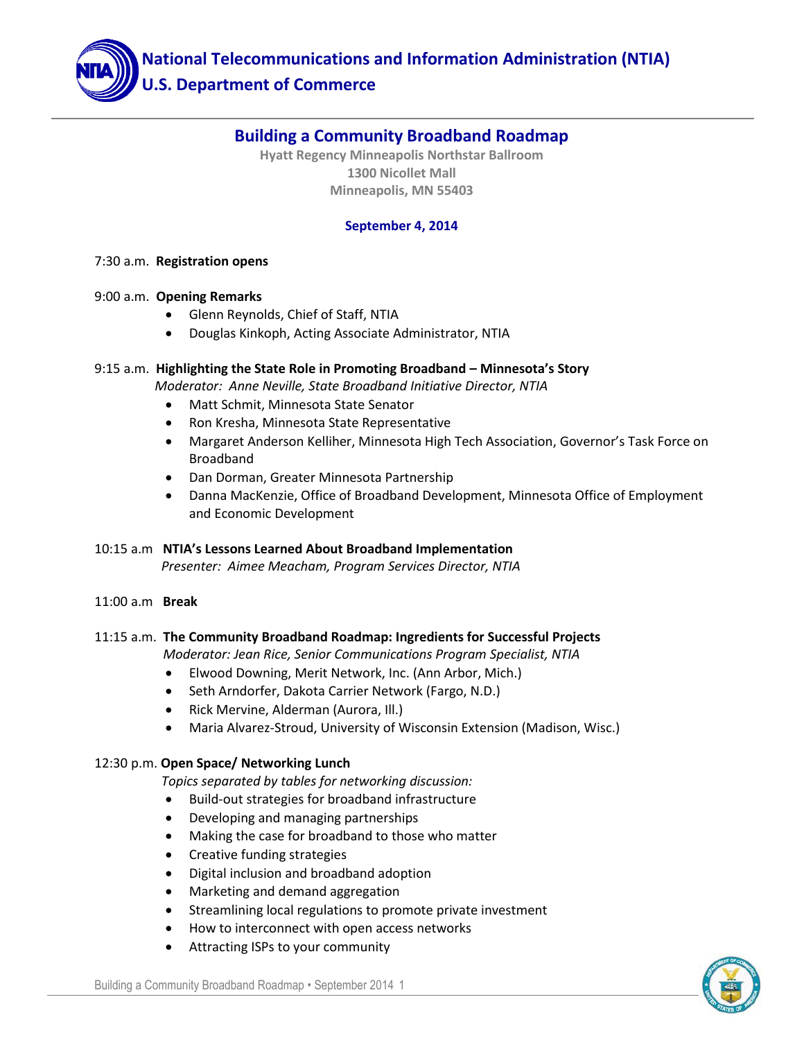**National Telecommunications and Information Administration (NTIA)**
**U.S. Department of Commerce**

# Building a Community Broadband Roadmap

**Hyatt Regency Minneapolis Northstar Ballroom**
**1300 Nicollet Mall**
**Minneapolis, MN 55403**

**September 4, 2014**

7:30 a.m. **Registration opens**

9:00 a.m. **Opening Remarks**

- Glenn Reynolds, Chief of Staff, NTIA
- Douglas Kinkoph, Acting Associate Administrator, NTIA

9:15 a.m. **Highlighting the State Role in Promoting Broadband – Minnesota's Story**

*Moderator: Anne Neville, State Broadband Initiative Director, NTIA*

- Matt Schmit, Minnesota State Senator
- Ron Kresha, Minnesota State Representative
- Margaret Anderson Kelliher, Minnesota High Tech Association, Governor's Task Force on Broadband
- Dan Dorman, Greater Minnesota Partnership
- Danna MacKenzie, Office of Broadband Development, Minnesota Office of Employment and Economic Development

10:15 a.m **NTIA's Lessons Learned About Broadband Implementation**

*Presenter: Aimee Meacham, Program Services Director, NTIA*

11:00 a.m **Break**

11:15 a.m. **The Community Broadband Roadmap: Ingredients for Successful Projects**

*Moderator: Jean Rice, Senior Communications Program Specialist, NTIA*

- Elwood Downing, Merit Network, Inc. (Ann Arbor, Mich.)
- Seth Arndorfer, Dakota Carrier Network (Fargo, N.D.)
- Rick Mervine, Alderman (Aurora, Ill.)
- Maria Alvarez-Stroud, University of Wisconsin Extension (Madison, Wisc.)

12:30 p.m. **Open Space/ Networking Lunch**

*Topics separated by tables for networking discussion:*

- Build-out strategies for broadband infrastructure
- Developing and managing partnerships
- Making the case for broadband to those who matter
- Creative funding strategies
- Digital inclusion and broadband adoption
- Marketing and demand aggregation
- Streamlining local regulations to promote private investment
- How to interconnect with open access networks
- Attracting ISPs to your community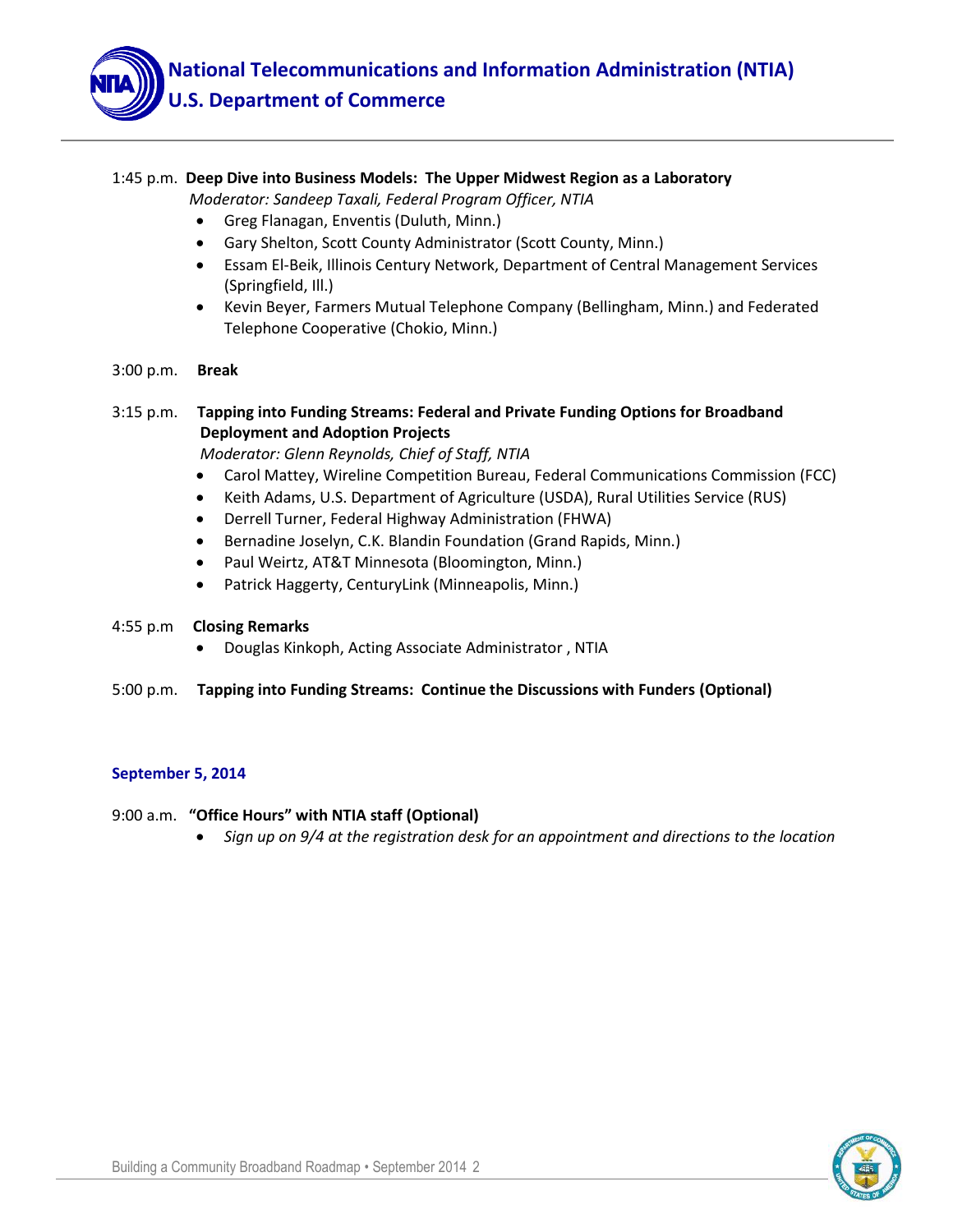1:45 p.m. **Deep Dive into Business Models: The Upper Midwest Region as a Laboratory**
*Moderator: Sandeep Taxali, Federal Program Officer, NTIA*

- Greg Flanagan, Enventis (Duluth, Minn.)
- Gary Shelton, Scott County Administrator (Scott County, Minn.)
- Essam El-Beik, Illinois Century Network, Department of Central Management Services (Springfield, Ill.)
- Kevin Beyer, Farmers Mutual Telephone Company (Bellingham, Minn.) and Federated Telephone Cooperative (Chokio, Minn.)

3:00 p.m. **Break**

3:15 p.m. **Tapping into Funding Streams: Federal and Private Funding Options for Broadband Deployment and Adoption Projects**
*Moderator: Glenn Reynolds, Chief of Staff, NTIA*

- Carol Mattey, Wireline Competition Bureau, Federal Communications Commission (FCC)
- Keith Adams, U.S. Department of Agriculture (USDA), Rural Utilities Service (RUS)
- Derrell Turner, Federal Highway Administration (FHWA)
- Bernadine Joselyn, C.K. Blandin Foundation (Grand Rapids, Minn.)
- Paul Weirtz, AT&T Minnesota (Bloomington, Minn.)
- Patrick Haggerty, CenturyLink (Minneapolis, Minn.)

4:55 p.m **Closing Remarks**

- Douglas Kinkoph, Acting Associate Administrator , NTIA

5:00 p.m. **Tapping into Funding Streams: Continue the Discussions with Funders (Optional)**

## September 5, 2014

9:00 a.m. **"Office Hours" with NTIA staff (Optional)**

- *Sign up on 9/4 at the registration desk for an appointment and directions to the location*